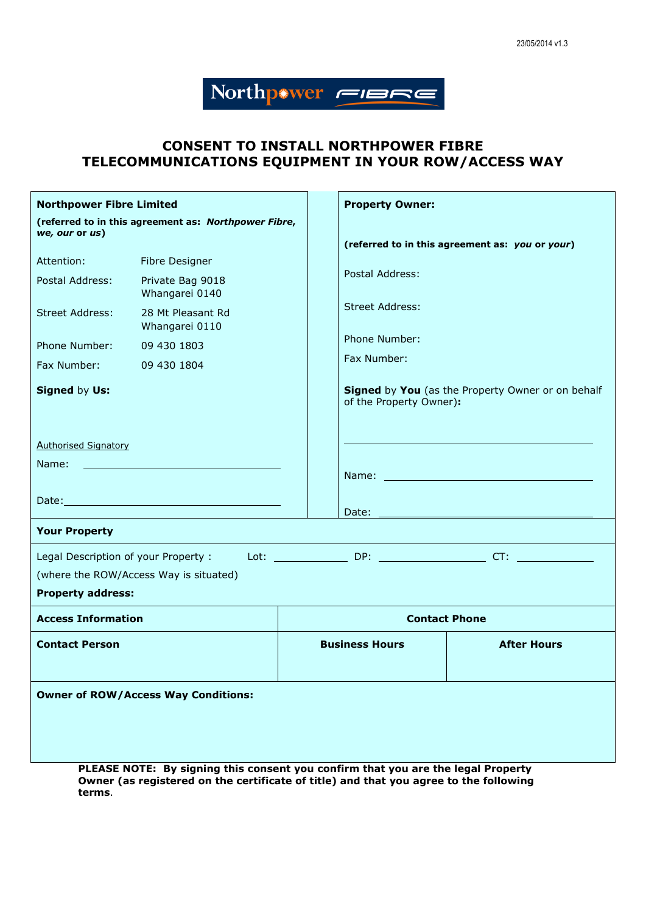23/05/2014 v1.3

Northpower FIBRE

# CONSENT TO INSTALL NORTHPOWER FIBRE TELECOMMUNICATIONS EQUIPMENT IN YOUR ROW/ACCESS WAY

| **Northpower Fibre Limited** | | **Property Owner:** |
|---|---|---|
| **(referred to in this agreement as: *Northpower Fibre, we, our* or *us*)** | | **(referred to in this agreement as: *you* or *your*)** |
| Attention: | Fibre Designer | Postal Address: |
| Postal Address: | Private Bag 9018<br>Whangarei 0140 | Street Address: |
| Street Address: | 28 Mt Pleasant Rd<br>Whangarei 0110 | Phone Number: |
| Phone Number: | 09 430 1803 | Fax Number: |
| Fax Number: | 09 430 1804 | |
| **Signed** by **Us:** | | **Signed** by **You** (as the Property Owner or on behalf of the Property Owner)**:** |
| Authorised Signatory | | ______________________________ |
| Name: ______________________ | | Name: ______________________ |
| Date: ______________________ | | Date: ______________________ |

**Your Property**

Legal Description of your Property : Lot: __________ DP: ______________ CT: __________

(where the ROW/Access Way is situated)

**Property address:**

| **Access Information** | **Contact Phone** | |
|---|---|---|
| **Contact Person** | **Business Hours** | **After Hours** |
| | | |

**Owner of ROW/Access Way Conditions:**

**PLEASE NOTE: By signing this consent you confirm that you are the legal Property Owner (as registered on the certificate of title) and that you agree to the following terms.**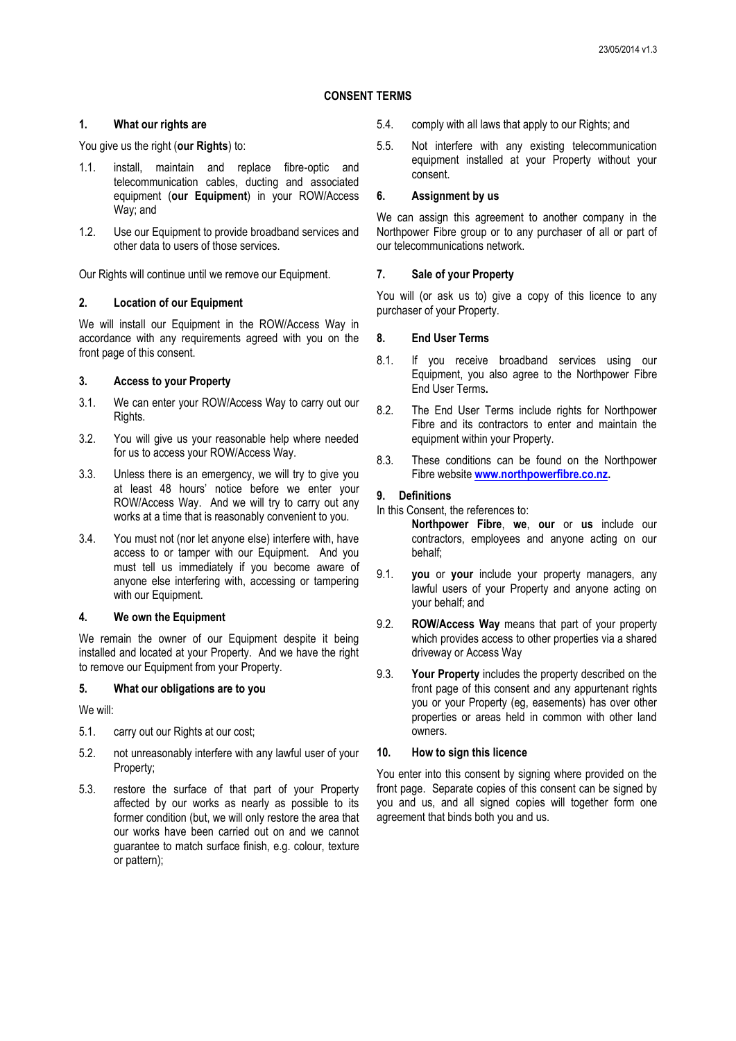## CONSENT TERMS

### 1. What our rights are

You give us the right (**our Rights**) to:

1.1. install, maintain and replace fibre-optic and telecommunication cables, ducting and associated equipment (**our Equipment**) in your ROW/Access Way; and

1.2. Use our Equipment to provide broadband services and other data to users of those services.

Our Rights will continue until we remove our Equipment.

### 2. Location of our Equipment

We will install our Equipment in the ROW/Access Way in accordance with any requirements agreed with you on the front page of this consent.

### 3. Access to your Property

3.1. We can enter your ROW/Access Way to carry out our Rights.

3.2. You will give us your reasonable help where needed for us to access your ROW/Access Way.

3.3. Unless there is an emergency, we will try to give you at least 48 hours' notice before we enter your ROW/Access Way. And we will try to carry out any works at a time that is reasonably convenient to you.

3.4. You must not (nor let anyone else) interfere with, have access to or tamper with our Equipment. And you must tell us immediately if you become aware of anyone else interfering with, accessing or tampering with our Equipment.

### 4. We own the Equipment

We remain the owner of our Equipment despite it being installed and located at your Property. And we have the right to remove our Equipment from your Property.

### 5. What our obligations are to you

We will:

5.1. carry out our Rights at our cost;

5.2. not unreasonably interfere with any lawful user of your Property;

5.3. restore the surface of that part of your Property affected by our works as nearly as possible to its former condition (but, we will only restore the area that our works have been carried out on and we cannot guarantee to match surface finish, e.g. colour, texture or pattern);

5.4. comply with all laws that apply to our Rights; and

5.5. Not interfere with any existing telecommunication equipment installed at your Property without your consent.

### 6. Assignment by us

We can assign this agreement to another company in the Northpower Fibre group or to any purchaser of all or part of our telecommunications network.

### 7. Sale of your Property

You will (or ask us to) give a copy of this licence to any purchaser of your Property.

### 8. End User Terms

8.1. If you receive broadband services using our Equipment, you also agree to the Northpower Fibre End User Terms**.**

8.2. The End User Terms include rights for Northpower Fibre and its contractors to enter and maintain the equipment within your Property.

8.3. These conditions can be found on the Northpower Fibre website **www.northpowerfibre.co.nz.**

### 9. Definitions

In this Consent, the references to:

**Northpower Fibre**, **we**, **our** or **us** include our contractors, employees and anyone acting on our behalf;

9.1. **you** or **your** include your property managers, any lawful users of your Property and anyone acting on your behalf; and

9.2. **ROW/Access Way** means that part of your property which provides access to other properties via a shared driveway or Access Way

9.3. **Your Property** includes the property described on the front page of this consent and any appurtenant rights you or your Property (eg, easements) has over other properties or areas held in common with other land owners.

### 10. How to sign this licence

You enter into this consent by signing where provided on the front page. Separate copies of this consent can be signed by you and us, and all signed copies will together form one agreement that binds both you and us.